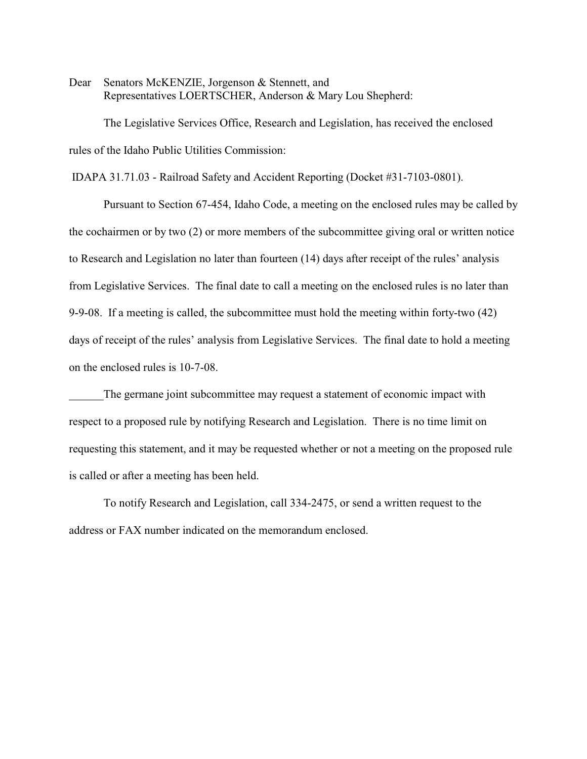Dear Senators McKENZIE, Jorgenson & Stennett, and
Representatives LOERTSCHER, Anderson & Mary Lou Shepherd:

The Legislative Services Office, Research and Legislation, has received the enclosed rules of the Idaho Public Utilities Commission:

IDAPA 31.71.03 - Railroad Safety and Accident Reporting (Docket #31-7103-0801).

Pursuant to Section 67-454, Idaho Code, a meeting on the enclosed rules may be called by the cochairmen or by two (2) or more members of the subcommittee giving oral or written notice to Research and Legislation no later than fourteen (14) days after receipt of the rules' analysis from Legislative Services. The final date to call a meeting on the enclosed rules is no later than 9-9-08. If a meeting is called, the subcommittee must hold the meeting within forty-two (42) days of receipt of the rules' analysis from Legislative Services. The final date to hold a meeting on the enclosed rules is 10-7-08.

______The germane joint subcommittee may request a statement of economic impact with respect to a proposed rule by notifying Research and Legislation. There is no time limit on requesting this statement, and it may be requested whether or not a meeting on the proposed rule is called or after a meeting has been held.

To notify Research and Legislation, call 334-2475, or send a written request to the address or FAX number indicated on the memorandum enclosed.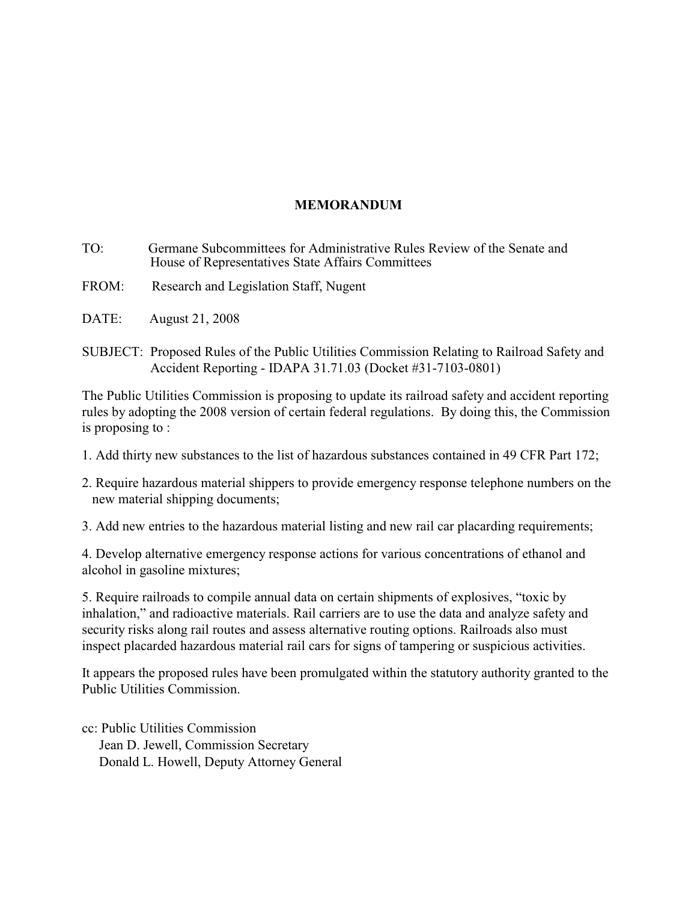# MEMORANDUM

TO: Germane Subcommittees for Administrative Rules Review of the Senate and House of Representatives State Affairs Committees

FROM: Research and Legislation Staff, Nugent

DATE: August 21, 2008

SUBJECT: Proposed Rules of the Public Utilities Commission Relating to Railroad Safety and Accident Reporting - IDAPA 31.71.03 (Docket #31-7103-0801)

The Public Utilities Commission is proposing to update its railroad safety and accident reporting rules by adopting the 2008 version of certain federal regulations. By doing this, the Commission is proposing to :

1. Add thirty new substances to the list of hazardous substances contained in 49 CFR Part 172;

2. Require hazardous material shippers to provide emergency response telephone numbers on the new material shipping documents;

3. Add new entries to the hazardous material listing and new rail car placarding requirements;

4. Develop alternative emergency response actions for various concentrations of ethanol and alcohol in gasoline mixtures;

5. Require railroads to compile annual data on certain shipments of explosives, "toxic by inhalation," and radioactive materials. Rail carriers are to use the data and analyze safety and security risks along rail routes and assess alternative routing options. Railroads also must inspect placarded hazardous material rail cars for signs of tampering or suspicious activities.

It appears the proposed rules have been promulgated within the statutory authority granted to the Public Utilities Commission.

cc: Public Utilities Commission
Jean D. Jewell, Commission Secretary
Donald L. Howell, Deputy Attorney General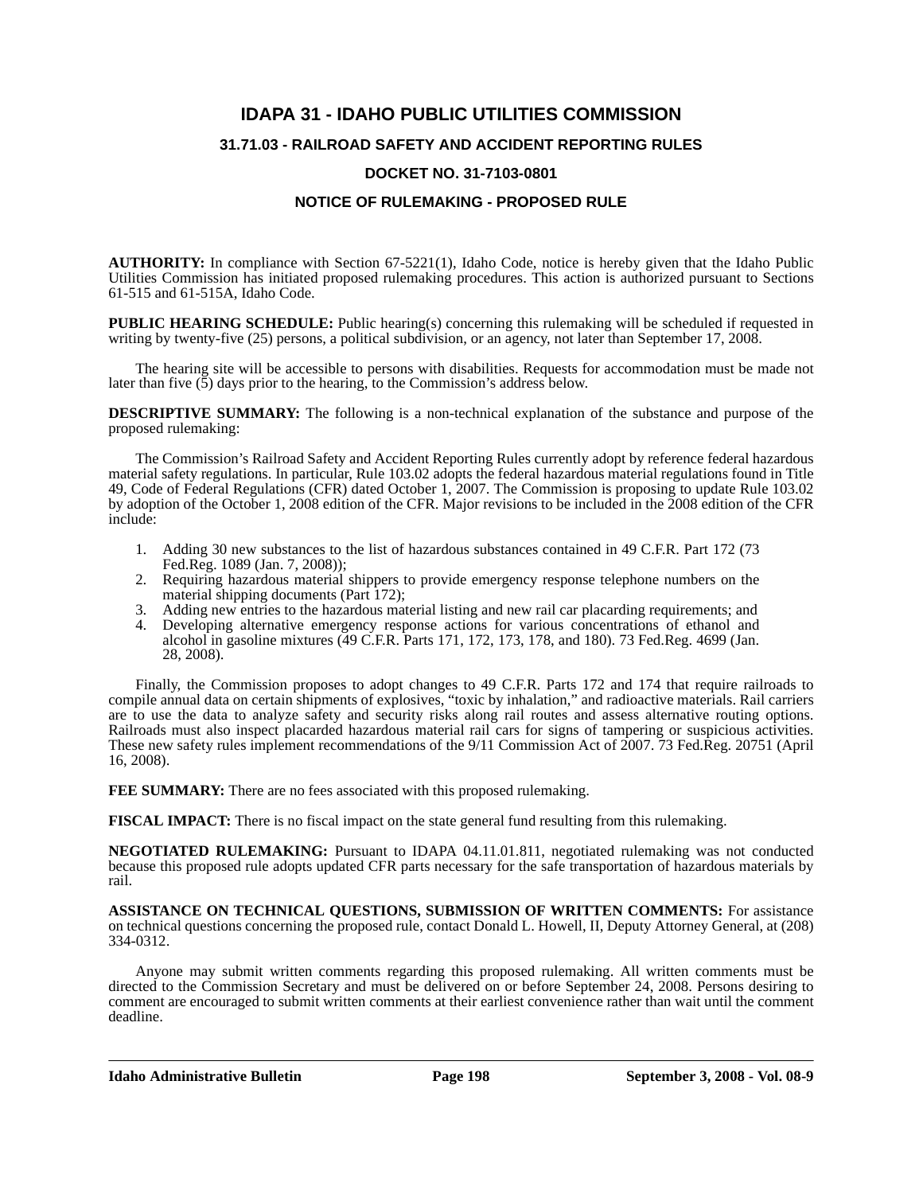# IDAPA 31 - IDAHO PUBLIC UTILITIES COMMISSION

## 31.71.03 - RAILROAD SAFETY AND ACCIDENT REPORTING RULES

## DOCKET NO. 31-7103-0801

## NOTICE OF RULEMAKING - PROPOSED RULE

**AUTHORITY:** In compliance with Section 67-5221(1), Idaho Code, notice is hereby given that the Idaho Public Utilities Commission has initiated proposed rulemaking procedures. This action is authorized pursuant to Sections 61-515 and 61-515A, Idaho Code.

**PUBLIC HEARING SCHEDULE:** Public hearing(s) concerning this rulemaking will be scheduled if requested in writing by twenty-five (25) persons, a political subdivision, or an agency, not later than September 17, 2008.

The hearing site will be accessible to persons with disabilities. Requests for accommodation must be made not later than five (5) days prior to the hearing, to the Commission's address below.

**DESCRIPTIVE SUMMARY:** The following is a non-technical explanation of the substance and purpose of the proposed rulemaking:

The Commission's Railroad Safety and Accident Reporting Rules currently adopt by reference federal hazardous material safety regulations. In particular, Rule 103.02 adopts the federal hazardous material regulations found in Title 49, Code of Federal Regulations (CFR) dated October 1, 2007. The Commission is proposing to update Rule 103.02 by adoption of the October 1, 2008 edition of the CFR. Major revisions to be included in the 2008 edition of the CFR include:

1. Adding 30 new substances to the list of hazardous substances contained in 49 C.F.R. Part 172 (73 Fed.Reg. 1089 (Jan. 7, 2008));
2. Requiring hazardous material shippers to provide emergency response telephone numbers on the material shipping documents (Part 172);
3. Adding new entries to the hazardous material listing and new rail car placarding requirements; and
4. Developing alternative emergency response actions for various concentrations of ethanol and alcohol in gasoline mixtures (49 C.F.R. Parts 171, 172, 173, 178, and 180). 73 Fed.Reg. 4699 (Jan. 28, 2008).

Finally, the Commission proposes to adopt changes to 49 C.F.R. Parts 172 and 174 that require railroads to compile annual data on certain shipments of explosives, "toxic by inhalation," and radioactive materials. Rail carriers are to use the data to analyze safety and security risks along rail routes and assess alternative routing options. Railroads must also inspect placarded hazardous material rail cars for signs of tampering or suspicious activities. These new safety rules implement recommendations of the 9/11 Commission Act of 2007. 73 Fed.Reg. 20751 (April 16, 2008).

**FEE SUMMARY:** There are no fees associated with this proposed rulemaking.

**FISCAL IMPACT:** There is no fiscal impact on the state general fund resulting from this rulemaking.

**NEGOTIATED RULEMAKING:** Pursuant to IDAPA 04.11.01.811, negotiated rulemaking was not conducted because this proposed rule adopts updated CFR parts necessary for the safe transportation of hazardous materials by rail.

**ASSISTANCE ON TECHNICAL QUESTIONS, SUBMISSION OF WRITTEN COMMENTS:** For assistance on technical questions concerning the proposed rule, contact Donald L. Howell, II, Deputy Attorney General, at (208) 334-0312.

Anyone may submit written comments regarding this proposed rulemaking. All written comments must be directed to the Commission Secretary and must be delivered on or before September 24, 2008. Persons desiring to comment are encouraged to submit written comments at their earliest convenience rather than wait until the comment deadline.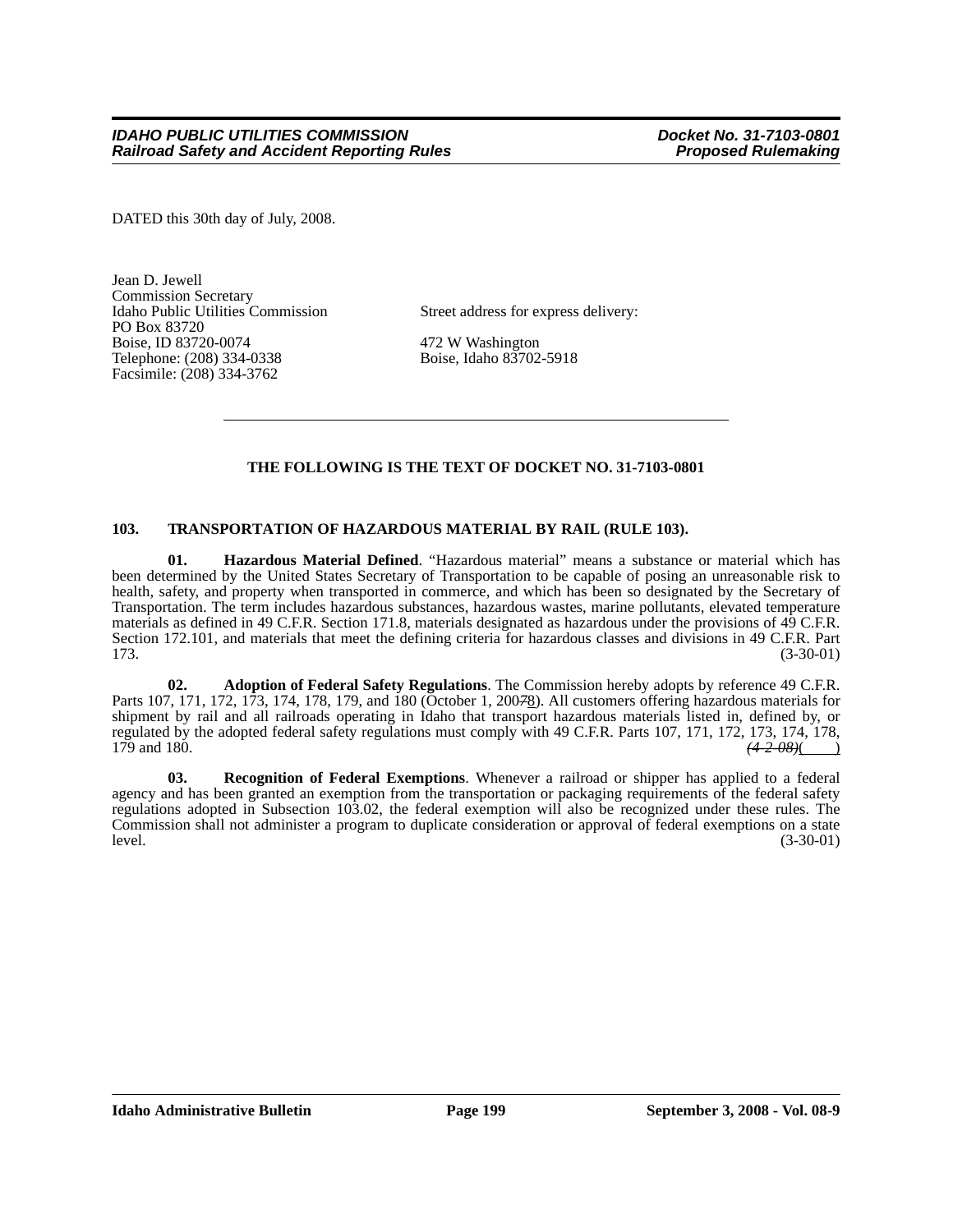DATED this 30th day of July, 2008.

Jean D. Jewell
Commission Secretary
Idaho Public Utilities Commission
PO Box 83720
Boise, ID 83720-0074
Telephone: (208) 334-0338
Facsimile: (208) 334-3762

Street address for express delivery:

472 W Washington
Boise, Idaho 83702-5918

---

**THE FOLLOWING IS THE TEXT OF DOCKET NO. 31-7103-0801**

**103. TRANSPORTATION OF HAZARDOUS MATERIAL BY RAIL (RULE 103).**

**01. Hazardous Material Defined**. "Hazardous material" means a substance or material which has been determined by the United States Secretary of Transportation to be capable of posing an unreasonable risk to health, safety, and property when transported in commerce, and which has been so designated by the Secretary of Transportation. The term includes hazardous substances, hazardous wastes, marine pollutants, elevated temperature materials as defined in 49 C.F.R. Section 171.8, materials designated as hazardous under the provisions of 49 C.F.R. Section 172.101, and materials that meet the defining criteria for hazardous classes and divisions in 49 C.F.R. Part 173. (3-30-01)

**02. Adoption of Federal Safety Regulations**. The Commission hereby adopts by reference 49 C.F.R. Parts 107, 171, 172, 173, 174, 178, 179, and 180 (October 1, 200~~7~~8). All customers offering hazardous materials for shipment by rail and all railroads operating in Idaho that transport hazardous materials listed in, defined by, or regulated by the adopted federal safety regulations must comply with 49 C.F.R. Parts 107, 171, 172, 173, 174, 178, 179 and 180. ~~*(4-2-08)*~~(____)

**03. Recognition of Federal Exemptions**. Whenever a railroad or shipper has applied to a federal agency and has been granted an exemption from the transportation or packaging requirements of the federal safety regulations adopted in Subsection 103.02, the federal exemption will also be recognized under these rules. The Commission shall not administer a program to duplicate consideration or approval of federal exemptions on a state level. (3-30-01)